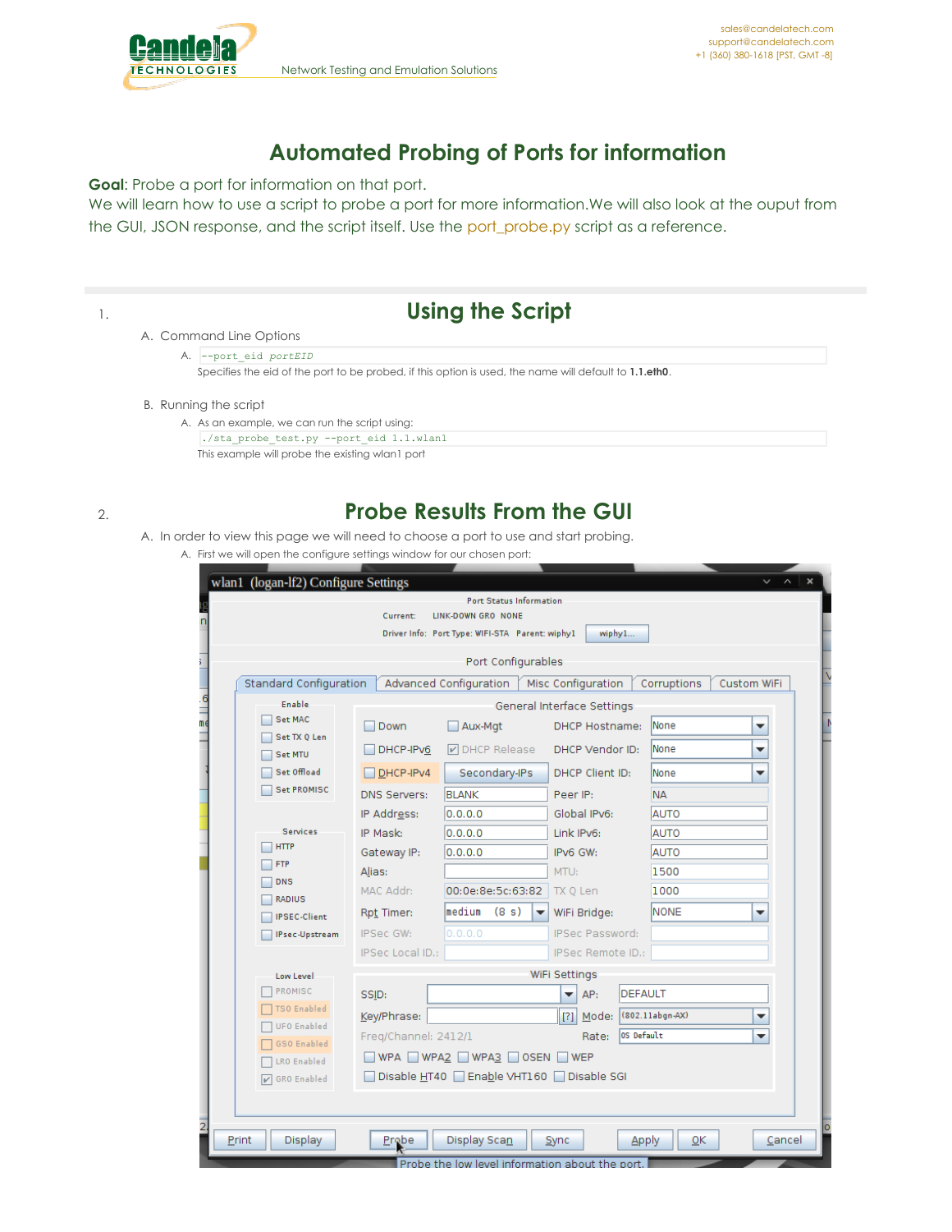# Automated Probing of Ports for information

**Goal**: Probe a port for information on that port.
We will learn how to use a script to probe a port for more information.We will also look at the ouput from the GUI, JSON response, and the script itself. Use the port_probe.py script as a reference.

## 1. Using the Script

A. Command Line Options

   A. `--port_eid portEID`

   Specifies the eid of the port to be probed, if this option is used, the name will default to **1.1.eth0**.

B. Running the script

   A. As an example, we can run the script using:

   ```
   ./sta_probe_test.py --port_eid 1.1.wlan1
   ```

   This example will probe the existing wlan1 port

## 2. Probe Results From the GUI

A. In order to view this page we will need to choose a port to use and start probing.

   A. First we will open the configure settings window for our chosen port: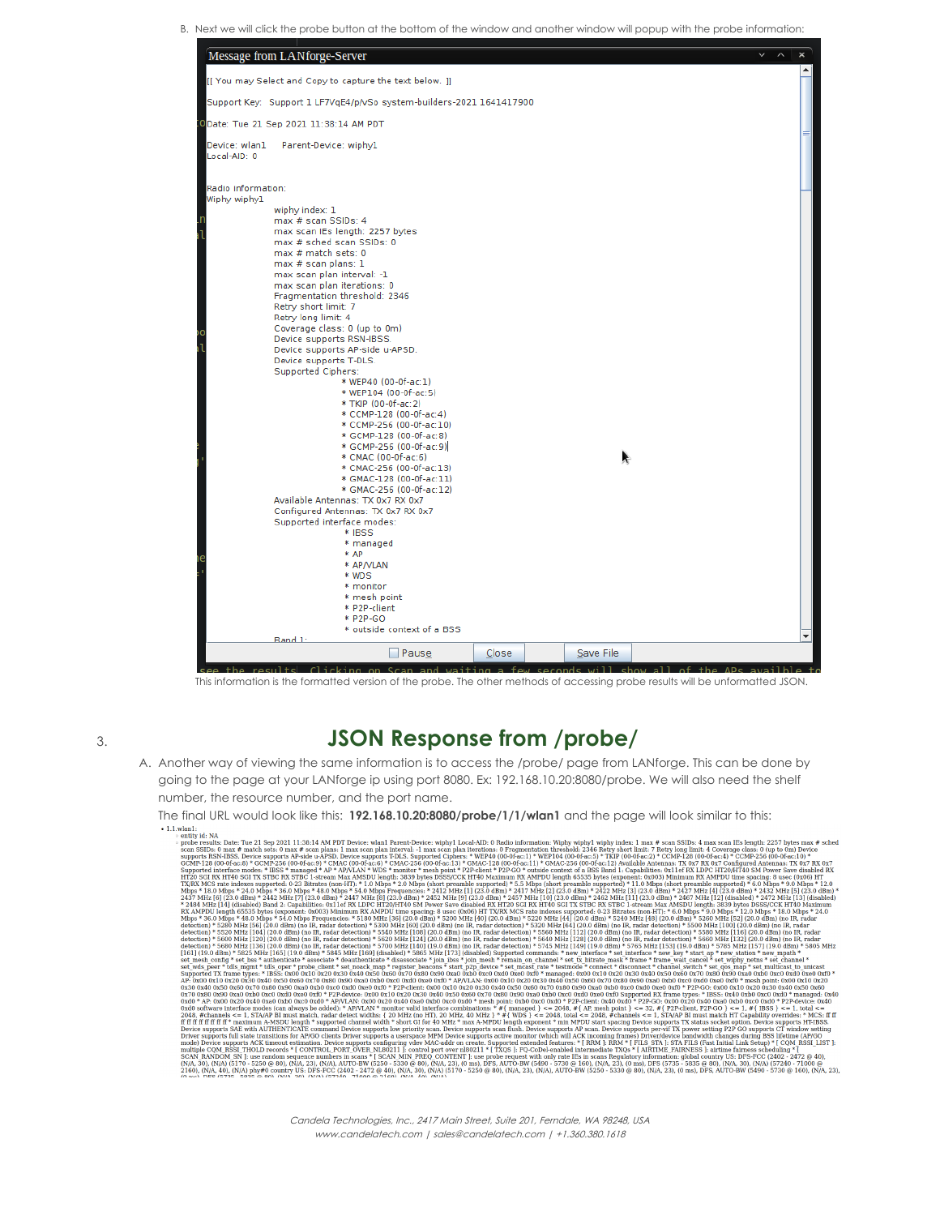B. Next we will click the probe button at the bottom of the window and another window will popup with the probe information:

Message from LANforge-Server

[[ You may Select and Copy to capture the text below. ]]

Support Key: Support 1 LF7VqE4/p/vSo system-builders-2021 1641417900

Date: Tue 21 Sep 2021 11:38:14 AM PDT

Device: wlan1 Parent-Device: wiphy1
Local-AID: 0

Radio information:
Wiphy wiphy1
wiphy index: 1
max # scan SSIDs: 4
max scan IEs length: 2257 bytes
max # sched scan SSIDs: 0
max # match sets: 0
max # scan plans: 1
max scan plan interval: -1
max scan plan iterations: 0
Fragmentation threshold: 2345
Retry short limit: 7
Retry long limit: 4
Coverage class: 0 (up to 0m)
Device supports RSN-IBSS
Device supports AP-side u-APSD.
Device supports T-DLS
Supported Ciphers:
* WEP40 (00-0f-ac:1)
* WEP104 (00-0f-ac:5)
* TKIP (00-0f-ac:2)
* CCMP-128 (00-0f-ac:4)
* CCMP-256 (00-0f-ac:10)
* GCMP-128 (00-0f-ac:8)
* GCMP-256 (00-0f-ac:9)
* CMAC (00-0f-ac:6)
* CMAC-256 (00-0f-ac:13)
* GMAC-128 (00-0f-ac:11)
* GMAC-256 (00-0f-ac:12)
Available Antennas: TX 0x7 RX 0x7
Configured Antennas: TX 0x7 RX 0x7
Supported interface modes:
* IBSS
* managed
* AP
* AP/VLAN
* WDS
* monitor
* mesh point
* P2P-client
* P2P-GO
* outside context of a BSS
Band 1:

Pause | Close | Save File

This information is the formatted version of the probe. The other methods of accessing probe results will be unformatted JSON.

## 3. JSON Response from /probe/

A. Another way of viewing the same information is to access the /probe/ page from LANforge. This can be done by going to the page at your LANforge ip using port 8080. Ex: 192.168.10.20:8080/probe. We will also need the shelf number, the resource number, and the port name.

The final URL would look like this: **192.168.10.20:8080/probe/1/1/wlan1** and the page will look similar to this:

- 1.1.wlan1:
  - entity id: NA
  - probe results: Date: Tue 21 Sep 2021 11:38:14 AM PDT Device: wlan1 Parent-Device: wiphy1 Local-AID: 0 Radio information: Wiphy wiphy1 wiphy index: 1 max # scan SSIDs: 4 max scan IEs length: 2257 bytes max # sched scan SSIDs: 0 max # match sets: 0 max # scan plans: 1 max scan plan interval: -1 max scan plan iterations: 0 Fragmentation threshold: 2346 Retry short limit: 7 Retry long limit: 4 Coverage class: 0 (up to 0m) Device supports RSN-IBSS. Device supports AP-side u-APSD. Device supports T-DLS. Supported Ciphers: * WEP40 (00-0f-ac:1) * WEP104 (00-0f-ac:5) * TKIP (00-0f-ac:2) * CCMP-128 (00-0f-ac:4) * CCMP-256 (00-0f-ac:10) * GCMP-128 (00-0f-ac:8) * GCMP-256 (00-0f-ac:9) * CMAC (00-0f-ac:6) * CMAC-256 (00-0f-ac:13) * GMAC-128 (00-0f-ac:11) * GMAC-256 (00-0f-ac:12) Available Antennas: TX 0x7 RX 0x7 Configured Antennas: TX 0x7 RX 0x7 Supported interface modes: * IBSS * managed * AP * AP/VLAN * WDS * monitor * mesh point * P2P-client * P2P-GO * outside context of a BSS Band 1: Capabilities: 0x11ef RX LDPC HT20/HT40 SM Power Save disabled RX HT20 SGI RX HT40 SGI TX STBC RX STBC 1-stream Max AMSDU length: 3839 bytes DSSS/CCK HT40 Maximum RX AMPDU length 65535 bytes (exponent: 0x003) Minimum RX AMPDU time spacing: 8 usec (0x06) HT TX/RX MCS rate indexes supported: 0-23 Bitrates (non-HT): * 1.0 Mbps * 2.0 Mbps (short preamble supported) * 5.5 Mbps (short preamble supported) * 11.0 Mbps (short preamble supported) * 6.0 Mbps * 9.0 Mbps * 12.0 Mbps * 18.0 Mbps * 24.0 Mbps * 36.0 Mbps * 48.0 Mbps * 54.0 Mbps Frequencies: * 2412 MHz [1] (23.0 dBm) * 2417 MHz [2] (23.0 dBm) * 2422 MHz [3] (23.0 dBm) * 2427 MHz [4] (23.0 dBm) * 2432 MHz [5] (23.0 dBm) * 2437 MHz [6] (23.0 dBm) * 2442 MHz [7] (23.0 dBm) * 2447 MHz [8] (23.0 dBm) * 2452 MHz [9] (23.0 dBm) * 2457 MHz [10] (23.0 dBm) * 2462 MHz [11] (23.0 dBm) * 2467 MHz [12] (disabled) * 2472 MHz [13] (disabled) * 2484 MHz [14] (disabled) Band 2: Capabilities: 0x11ef RX LDPC HT20/HT40 SM Power Save disabled RX HT20 SGI RX HT40 SGI TX STBC RX STBC 1-stream Max AMSDU length: 3839 bytes DSSS/CCK HT40 Maximum RX AMPDU length 65535 bytes (exponent: 0x003) Minimum RX AMPDU time spacing: 8 usec (0x06) HT TX/RX MCS rate indexes supported: 0-23 Bitrates (non-HT): * 6.0 Mbps * 9.0 Mbps * 12.0 Mbps * 18.0 Mbps * 24.0 Mbps * 36.0 Mbps * 48.0 Mbps * 54.0 Mbps Frequencies: * 5180 MHz [36] (20.0 dBm) * 5200 MHz [40] (20.0 dBm) * 5220 MHz [44] (20.0 dBm) * 5240 MHz [48] (20.0 dBm) * 5260 MHz [52] (20.0 dBm) (no IR, radar detection) * 5280 MHz [56] (20.0 dBm) (no IR, radar detection) * 5300 MHz [60] (20.0 dBm) (no IR, radar detection) * 5320 MHz [64] (20.0 dBm) (no IR, radar detection) * 5500 MHz [100] (20.0 dBm) (no IR, radar detection) * 5520 MHz [104] (20.0 dBm) (no IR, radar detection) * 5540 MHz [108] (20.0 dBm) (no IR, radar detection) * 5560 MHz [112] (20.0 dBm) (no IR, radar detection) * 5580 MHz [116] (20.0 dBm) (no IR, radar detection) * 5600 MHz [120] (20.0 dBm) (no IR, radar detection) * 5620 MHz [124] (20.0 dBm) (no IR, radar detection) * 5640 MHz [128] (20.0 dBm) (no IR, radar detection) * 5660 MHz [132] (20.0 dBm) (no IR, radar detection) * 5680 MHz [136] (20.0 dBm) (no IR, radar detection) * 5700 MHz [140] (19.0 dBm) (no IR, radar detection) * 5745 MHz [149] (19.0 dBm) * 5765 MHz [153] (19.0 dBm) * 5785 MHz [157] (19.0 dBm) * 5805 MHz [161] (19.0 dBm) * 5825 MHz [165] (19.0 dBm) * 5845 MHz [169] (disabled) * 5865 MHz [173] (disabled) Supported commands: * new_interface * set_interface * new_key * start_ap * new_station * new_mpath * set_mesh_config * set_bss * authenticate * associate * deauthenticate * disassociate * join_ibss * join_mesh * remain_on_channel * set_tx_bitrate_mask * frame * frame_wait_cancel * set_wiphy_netns * set_channel * set_wds_peer * tdls_mgmt * tdls_oper * probe_client * set_noack_map * register_beacons * start_p2p_device * set_mcast_rate * testmode * connect * disconnect * channel_switch * set_qos_map * set_multicast_to_unicast Supported TX frame types: * IBSS: 0x00 0x10 0x20 0x30 0x40 0x50 0x60 0x70 0x80 0x90 0xa0 0xb0 0xc0 0xd0 0xe0 0xf0 * managed: 0x00 0x10 0x20 0x30 0x40 0x50 0x60 0x70 0x80 0x90 0xa0 0xb0 0xc0 0xd0 0xe0 0xf0 * AP: 0x00 0x10 0x20 0x30 0x40 0x50 0x60 0x70 0x80 0x90 0xa0 0xb0 0xc0 0xd0 0xe0 0xf0 * AP/VLAN: 0x00 0x10 0x20 0x30 0x40 0x50 0x60 0x70 0x80 0x90 0xa0 0xb0 0xc0 0xd0 0xe0 0xf0 * mesh point: 0x00 0x10 0x20 0x30 0x40 0x50 0x60 0x70 0x80 0x90 0xa0 0xb0 0xc0 0xd0 0xe0 0xf0 * P2P-client: 0x00 0x10 0x20 0x30 0x40 0x50 0x60 0x70 0x80 0x90 0xa0 0xb0 0xc0 0xd0 0xe0 0xf0 * P2P-GO: 0x00 0x10 0x20 0x30 0x40 0x50 0x60 0x70 0x80 0x90 0xa0 0xb0 0xc0 0xd0 0xe0 0xf0 * P2P-device: 0x00 0x10 0x20 0x30 0x40 0x50 0x60 0x70 0x80 0x90 0xa0 0xb0 0xc0 0xd0 0xe0 0xf0 Supported RX frame types: * IBSS: 0x40 0xb0 0xc0 0xd0 * managed: 0x40 0xd0 * AP: 0x00 0x20 0x40 0xa0 0xb0 0xc0 0xd0 * AP/VLAN: 0x00 0x20 0x40 0xa0 0xb0 0xc0 0xd0 * mesh point: 0xb0 0xc0 0xd0 * P2P-client: 0x40 0xd0 * P2P-GO: 0x00 0x20 0x40 0xa0 0xb0 0xc0 0xd0 * P2P-device: 0x40 0xd0 software interface modes (can always be added): * AP/VLAN * monitor valid interface combinations: * #{ managed } <= 2048, #{ AP, mesh point } <= 32, #{ P2P-client, P2P-GO } <= 1, #{ IBSS } <= 1, total <= 2048, #channels <= 1, STA/AP BI must match, radar detect widths: { 20 MHz (no HT), 20 MHz, 40 MHz } * #{ WDS } <= 2048, total <= 2048, #channels <= 1, STA/AP BI must match HT Capability overrides: * MCS: ff ff ff ff ff ff ff ff ff ff * maximum A-MSDU length * supported channel width * short GI for 40 MHz * max A-MPDU length exponent * min MPDU start spacing Device supports TX status socket option. Device supports HT-IBSS. Device supports SAE with AUTHENTICATE command Device supports low priority scan. Device supports scan flush. Device supports AP scan. Device supports per-vif TX power setting P2P GO supports CT window setting Driver supports full state transitions for AP/GO clients Driver supports a userspace MPM Device supports active monitor (which will ACK incoming frames) Driver/device bandwidth changes during BSS lifetime (AP/GO mode) Device supports ACK timeout estimation. Device supports configuring vdev MAC-addr on create. Supported extended features: * [ RRM ]: RRM * [ FILS_STA ]: STA FILS (Fast Initial Link Setup) * [ CQM_RSSI_LIST ]: multiple CQM_RSSI_THOLD records * [ CONTROL_PORT_OVER_NL80211 ]: control port over nl80211 * [ TXQS ]: FQ-CoDel-enabled intermediate TXQs * [ AIRTIME_FAIRNESS ]: airtime fairness scheduling * [ SCAN_RANDOM_SN ]: use random sequence numbers in scans * [ SCAN_MIN_PREQ_CONTENT ]: use probe request with only rate IEs in scans Regulatory information: global country US: DFS-FCC (2402 - 2472 @ 40), (N/A, 30), (N/A) (5170 - 5250 @ 80), (N/A, 23), (N/A), AUTO-BW (5250 - 5330 @ 80), (N/A, 23), (0 ms), DFS, AUTO-BW (5490 - 5730 @ 160), (N/A, 23), (0 ms), DFS (5735 - 5835 @ 80), (N/A, 30), (N/A) (57240 - 71000 @ 2160), (N/A, 40), (N/A) phy#0 country US: DFS-FCC (2402 - 2472 @ 40), (N/A, 30), (N/A) (5170 - 5250 @ 80), (N/A, 23), (N/A), AUTO-BW (5250 - 5330 @ 80), (N/A, 23), (0 ms), DFS, AUTO-BW (5490 - 5730 @ 160), (N/A, 23), (0 ms), DFS (5735 - 5835 @ 80), (N/A, 30), (N/A) (57240 - 71000 @ 2160), (N/A, 40), (N/A)

*Candela Technologies, Inc., 2417 Main Street, Suite 201, Ferndale, WA 98248, USA*
*www.candelatech.com | sales@candelatech.com | +1.360.380.1618*